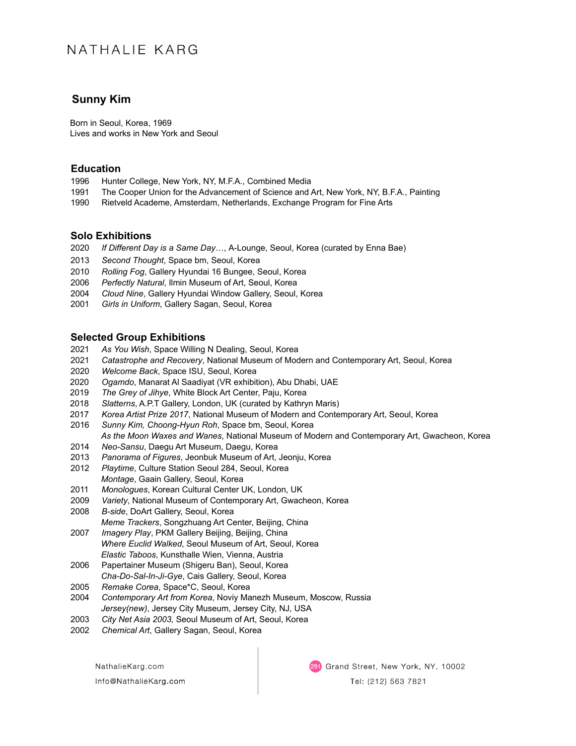NATHALIE KARG

# Sunny Kim

Born in Seoul, Korea, 1969
Lives and works in New York and Seoul

## Education

1996 Hunter College, New York, NY, M.F.A., Combined Media
1991 The Cooper Union for the Advancement of Science and Art, New York, NY, B.F.A., Painting
1990 Rietveld Academe, Amsterdam, Netherlands, Exchange Program for Fine Arts

## Solo Exhibitions

2020 *If Different Day is a Same Day…*, A-Lounge, Seoul, Korea (curated by Enna Bae)
2013 *Second Thought*, Space bm, Seoul, Korea
2010 *Rolling Fog*, Gallery Hyundai 16 Bungee, Seoul, Korea
2006 *Perfectly Natural*, Ilmin Museum of Art, Seoul, Korea
2004 *Cloud Nine*, Gallery Hyundai Window Gallery, Seoul, Korea
2001 *Girls in Uniform*, Gallery Sagan, Seoul, Korea

## Selected Group Exhibitions

2021 *As You Wish*, Space Willing N Dealing, Seoul, Korea
2021 *Catastrophe and Recovery*, National Museum of Modern and Contemporary Art, Seoul, Korea
2020 *Welcome Back*, Space ISU, Seoul, Korea
2020 *Ogamdo*, Manarat Al Saadiyat (VR exhibition), Abu Dhabi, UAE
2019 *The Grey of Jihye*, White Block Art Center, Paju, Korea
2018 *Slatterns*, A.P.T Gallery, London, UK (curated by Kathryn Maris)
2017 *Korea Artist Prize 2017*, National Museum of Modern and Contemporary Art, Seoul, Korea
2016 *Sunny Kim, Choong-Hyun Roh*, Space bm, Seoul, Korea
*As the Moon Waxes and Wanes*, National Museum of Modern and Contemporary Art, Gwacheon, Korea
2014 *Neo-Sansu*, Daegu Art Museum, Daegu, Korea
2013 *Panorama of Figures*, Jeonbuk Museum of Art, Jeonju, Korea
2012 *Playtime*, Culture Station Seoul 284, Seoul, Korea
*Montage*, Gaain Gallery, Seoul, Korea
2011 *Monologues*, Korean Cultural Center UK, London, UK
2009 *Variety*, National Museum of Contemporary Art, Gwacheon, Korea
2008 *B-side*, DoArt Gallery, Seoul, Korea
*Meme Trackers*, Songzhuang Art Center, Beijing, China
2007 *Imagery Play*, PKM Gallery Beijing, Beijing, China
*Where Euclid Walked*, Seoul Museum of Art, Seoul, Korea
*Elastic Taboos*, Kunsthalle Wien, Vienna, Austria
2006 Papertainer Museum (Shigeru Ban), Seoul, Korea
*Cha-Do-Sal-In-Ji-Gye*, Cais Gallery, Seoul, Korea
2005 *Remake Corea*, Space*C, Seoul, Korea
2004 *Contemporary Art from Korea*, Noviy Manezh Museum, Moscow, Russia
*Jersey(new)*, Jersey City Museum, Jersey City, NJ, USA
2003 *City Net Asia 2003,* Seoul Museum of Art, Seoul, Korea
2002 *Chemical Art*, Gallery Sagan, Seoul, Korea

NathalieKarg.com
Info@NathalieKarg.com

291 Grand Street, New York, NY, 10002
Tel: (212) 563 7821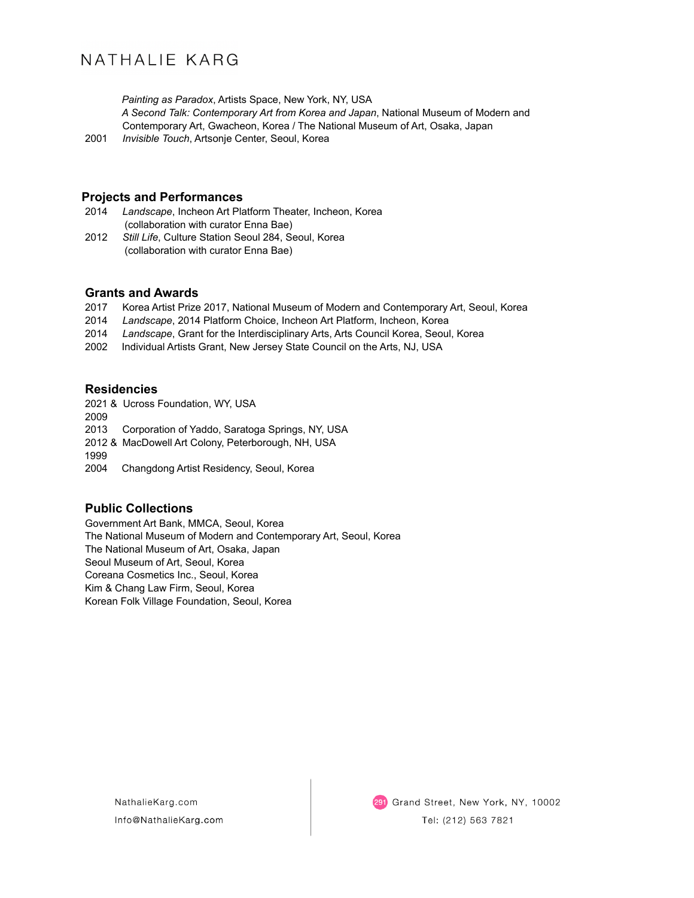*Painting as Paradox*, Artists Space, New York, NY, USA
*A Second Talk: Contemporary Art from Korea and Japan*, National Museum of Modern and Contemporary Art, Gwacheon, Korea / The National Museum of Art, Osaka, Japan

2001 *Invisible Touch*, Artsonje Center, Seoul, Korea

## Projects and Performances

2014 *Landscape*, Incheon Art Platform Theater, Incheon, Korea
(collaboration with curator Enna Bae)

2012 *Still Life*, Culture Station Seoul 284, Seoul, Korea
(collaboration with curator Enna Bae)

## Grants and Awards

2017 Korea Artist Prize 2017, National Museum of Modern and Contemporary Art, Seoul, Korea

2014 *Landscape*, 2014 Platform Choice, Incheon Art Platform, Incheon, Korea

2014 *Landscape*, Grant for the Interdisciplinary Arts, Arts Council Korea, Seoul, Korea

2002 Individual Artists Grant, New Jersey State Council on the Arts, NJ, USA

## Residencies

2021 & 2009 Ucross Foundation, WY, USA

2013 Corporation of Yaddo, Saratoga Springs, NY, USA

2012 & 1999 MacDowell Art Colony, Peterborough, NH, USA

2004 Changdong Artist Residency, Seoul, Korea

## Public Collections

Government Art Bank, MMCA, Seoul, Korea
The National Museum of Modern and Contemporary Art, Seoul, Korea
The National Museum of Art, Osaka, Japan
Seoul Museum of Art, Seoul, Korea
Coreana Cosmetics Inc., Seoul, Korea
Kim & Chang Law Firm, Seoul, Korea
Korean Folk Village Foundation, Seoul, Korea